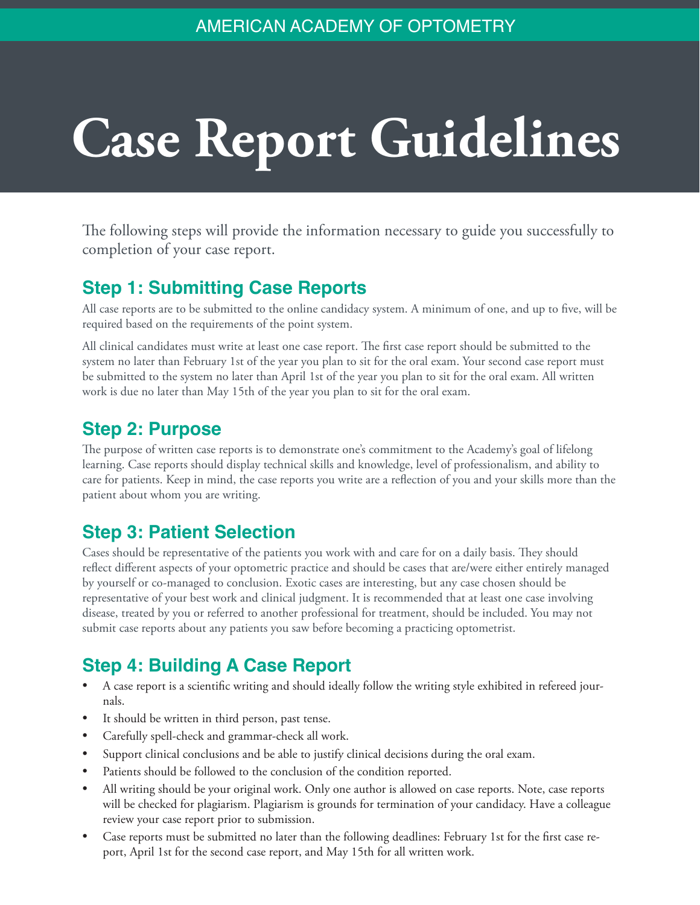AMERICAN ACADEMY OF OPTOMETRY

# Case Report Guidelines

The following steps will provide the information necessary to guide you successfully to completion of your case report.

## Step 1: Submitting Case Reports

All case reports are to be submitted to the online candidacy system. A minimum of one, and up to five, will be required based on the requirements of the point system.

All clinical candidates must write at least one case report. The first case report should be submitted to the system no later than February 1st of the year you plan to sit for the oral exam. Your second case report must be submitted to the system no later than April 1st of the year you plan to sit for the oral exam. All written work is due no later than May 15th of the year you plan to sit for the oral exam.

## Step 2: Purpose

The purpose of written case reports is to demonstrate one's commitment to the Academy's goal of lifelong learning. Case reports should display technical skills and knowledge, level of professionalism, and ability to care for patients. Keep in mind, the case reports you write are a reflection of you and your skills more than the patient about whom you are writing.

## Step 3: Patient Selection

Cases should be representative of the patients you work with and care for on a daily basis. They should reflect different aspects of your optometric practice and should be cases that are/were either entirely managed by yourself or co-managed to conclusion. Exotic cases are interesting, but any case chosen should be representative of your best work and clinical judgment. It is recommended that at least one case involving disease, treated by you or referred to another professional for treatment, should be included. You may not submit case reports about any patients you saw before becoming a practicing optometrist.

## Step 4: Building A Case Report

- A case report is a scientific writing and should ideally follow the writing style exhibited in refereed journals.
- It should be written in third person, past tense.
- Carefully spell-check and grammar-check all work.
- Support clinical conclusions and be able to justify clinical decisions during the oral exam.
- Patients should be followed to the conclusion of the condition reported.
- All writing should be your original work. Only one author is allowed on case reports. Note, case reports will be checked for plagiarism. Plagiarism is grounds for termination of your candidacy. Have a colleague review your case report prior to submission.
- Case reports must be submitted no later than the following deadlines: February 1st for the first case report, April 1st for the second case report, and May 15th for all written work.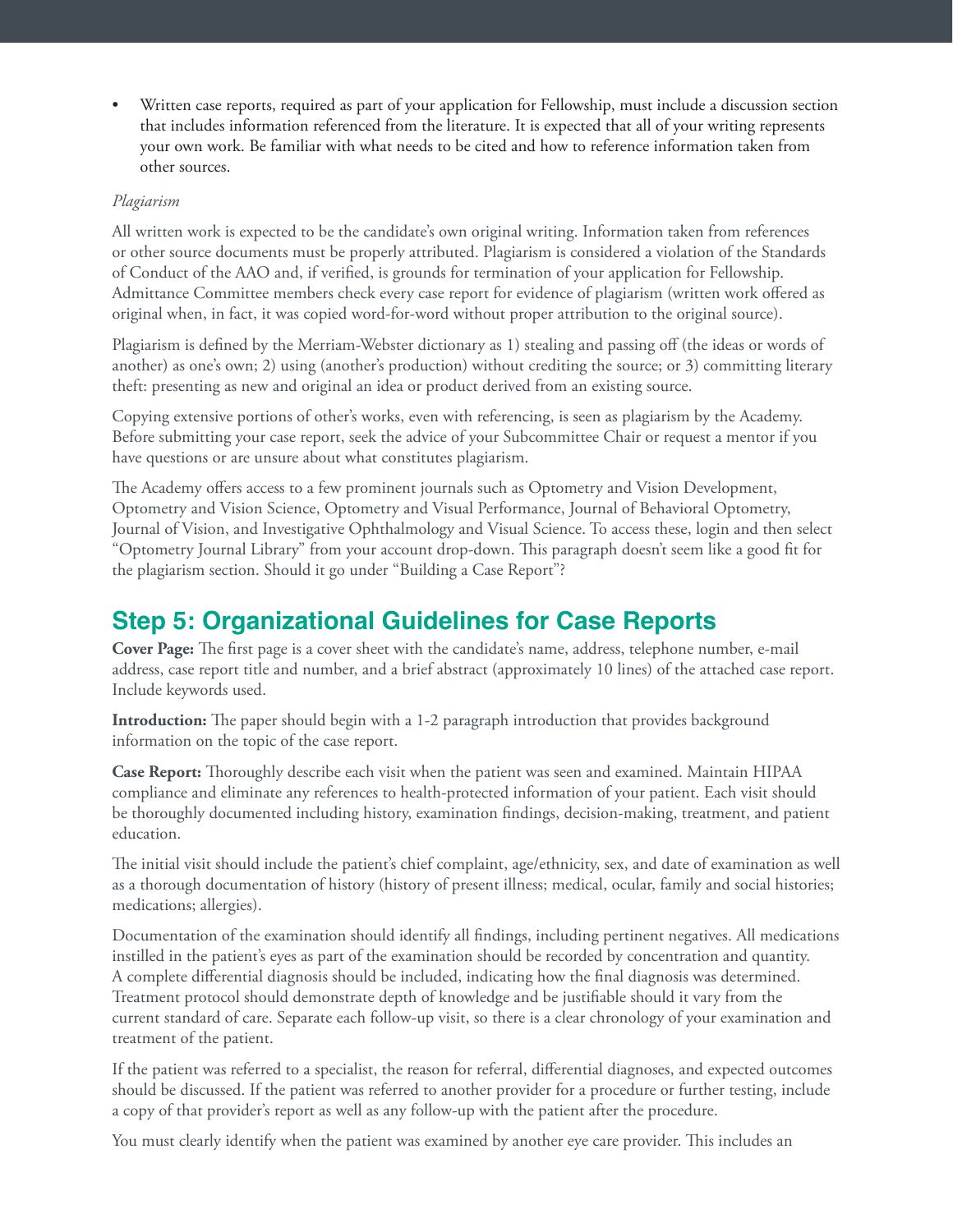- Written case reports, required as part of your application for Fellowship, must include a discussion section that includes information referenced from the literature. It is expected that all of your writing represents your own work. Be familiar with what needs to be cited and how to reference information taken from other sources.

*Plagiarism*

All written work is expected to be the candidate's own original writing. Information taken from references or other source documents must be properly attributed. Plagiarism is considered a violation of the Standards of Conduct of the AAO and, if verified, is grounds for termination of your application for Fellowship. Admittance Committee members check every case report for evidence of plagiarism (written work offered as original when, in fact, it was copied word-for-word without proper attribution to the original source).

Plagiarism is defined by the Merriam-Webster dictionary as 1) stealing and passing off (the ideas or words of another) as one's own; 2) using (another's production) without crediting the source; or 3) committing literary theft: presenting as new and original an idea or product derived from an existing source.

Copying extensive portions of other's works, even with referencing, is seen as plagiarism by the Academy. Before submitting your case report, seek the advice of your Subcommittee Chair or request a mentor if you have questions or are unsure about what constitutes plagiarism.

The Academy offers access to a few prominent journals such as Optometry and Vision Development, Optometry and Vision Science, Optometry and Visual Performance, Journal of Behavioral Optometry, Journal of Vision, and Investigative Ophthalmology and Visual Science. To access these, login and then select "Optometry Journal Library" from your account drop-down. This paragraph doesn't seem like a good fit for the plagiarism section. Should it go under "Building a Case Report"?

## Step 5: Organizational Guidelines for Case Reports

**Cover Page:** The first page is a cover sheet with the candidate's name, address, telephone number, e-mail address, case report title and number, and a brief abstract (approximately 10 lines) of the attached case report. Include keywords used.

**Introduction:** The paper should begin with a 1-2 paragraph introduction that provides background information on the topic of the case report.

**Case Report:** Thoroughly describe each visit when the patient was seen and examined. Maintain HIPAA compliance and eliminate any references to health-protected information of your patient. Each visit should be thoroughly documented including history, examination findings, decision-making, treatment, and patient education.

The initial visit should include the patient's chief complaint, age/ethnicity, sex, and date of examination as well as a thorough documentation of history (history of present illness; medical, ocular, family and social histories; medications; allergies).

Documentation of the examination should identify all findings, including pertinent negatives. All medications instilled in the patient's eyes as part of the examination should be recorded by concentration and quantity. A complete differential diagnosis should be included, indicating how the final diagnosis was determined. Treatment protocol should demonstrate depth of knowledge and be justifiable should it vary from the current standard of care. Separate each follow-up visit, so there is a clear chronology of your examination and treatment of the patient.

If the patient was referred to a specialist, the reason for referral, differential diagnoses, and expected outcomes should be discussed. If the patient was referred to another provider for a procedure or further testing, include a copy of that provider's report as well as any follow-up with the patient after the procedure.

You must clearly identify when the patient was examined by another eye care provider. This includes an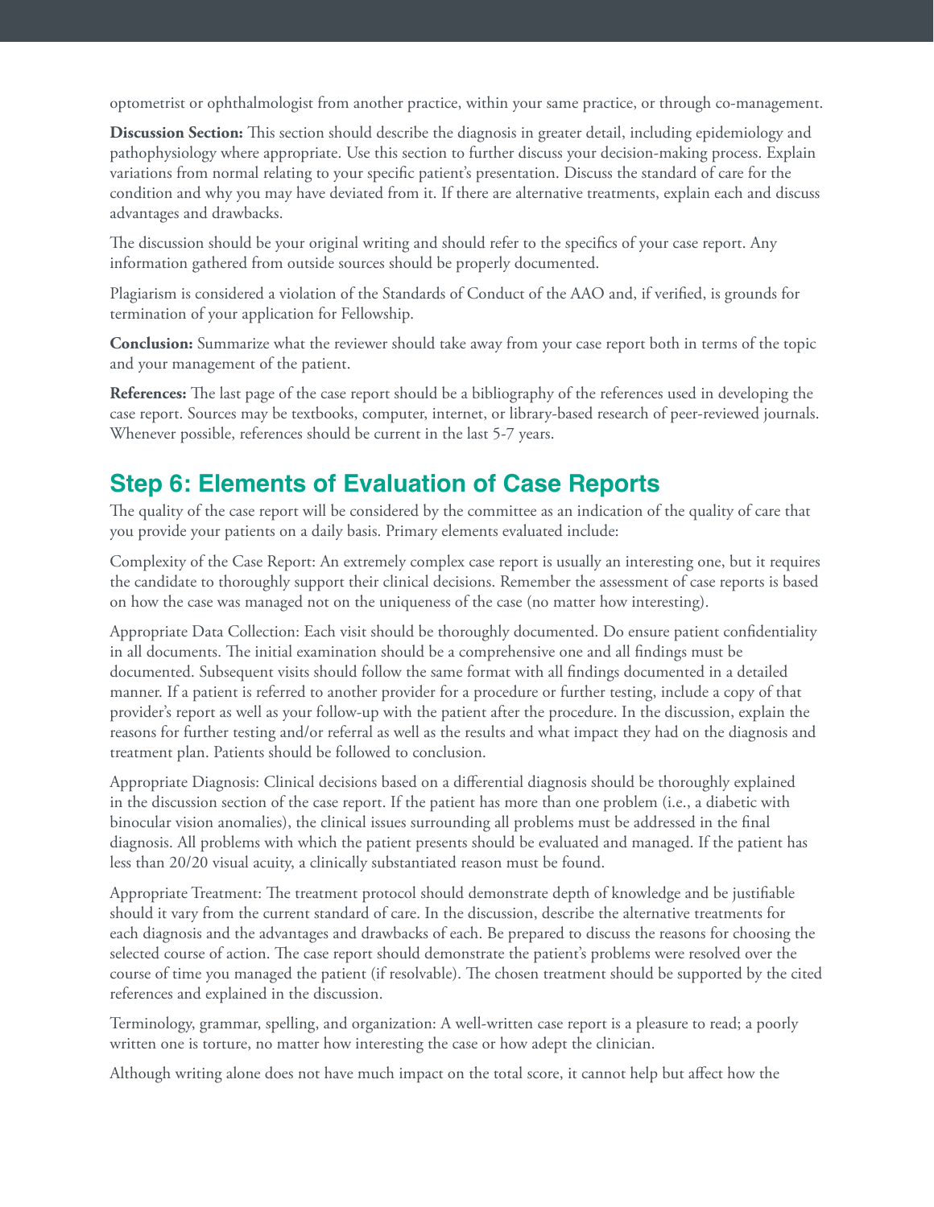optometrist or ophthalmologist from another practice, within your same practice, or through co-management.

**Discussion Section:** This section should describe the diagnosis in greater detail, including epidemiology and pathophysiology where appropriate. Use this section to further discuss your decision-making process. Explain variations from normal relating to your specific patient's presentation. Discuss the standard of care for the condition and why you may have deviated from it. If there are alternative treatments, explain each and discuss advantages and drawbacks.

The discussion should be your original writing and should refer to the specifics of your case report. Any information gathered from outside sources should be properly documented.

Plagiarism is considered a violation of the Standards of Conduct of the AAO and, if verified, is grounds for termination of your application for Fellowship.

**Conclusion:** Summarize what the reviewer should take away from your case report both in terms of the topic and your management of the patient.

**References:** The last page of the case report should be a bibliography of the references used in developing the case report. Sources may be textbooks, computer, internet, or library-based research of peer-reviewed journals. Whenever possible, references should be current in the last 5-7 years.

## Step 6: Elements of Evaluation of Case Reports

The quality of the case report will be considered by the committee as an indication of the quality of care that you provide your patients on a daily basis. Primary elements evaluated include:

Complexity of the Case Report: An extremely complex case report is usually an interesting one, but it requires the candidate to thoroughly support their clinical decisions. Remember the assessment of case reports is based on how the case was managed not on the uniqueness of the case (no matter how interesting).

Appropriate Data Collection: Each visit should be thoroughly documented. Do ensure patient confidentiality in all documents. The initial examination should be a comprehensive one and all findings must be documented. Subsequent visits should follow the same format with all findings documented in a detailed manner. If a patient is referred to another provider for a procedure or further testing, include a copy of that provider's report as well as your follow-up with the patient after the procedure. In the discussion, explain the reasons for further testing and/or referral as well as the results and what impact they had on the diagnosis and treatment plan. Patients should be followed to conclusion.

Appropriate Diagnosis: Clinical decisions based on a differential diagnosis should be thoroughly explained in the discussion section of the case report. If the patient has more than one problem (i.e., a diabetic with binocular vision anomalies), the clinical issues surrounding all problems must be addressed in the final diagnosis. All problems with which the patient presents should be evaluated and managed. If the patient has less than 20/20 visual acuity, a clinically substantiated reason must be found.

Appropriate Treatment: The treatment protocol should demonstrate depth of knowledge and be justifiable should it vary from the current standard of care. In the discussion, describe the alternative treatments for each diagnosis and the advantages and drawbacks of each. Be prepared to discuss the reasons for choosing the selected course of action. The case report should demonstrate the patient's problems were resolved over the course of time you managed the patient (if resolvable). The chosen treatment should be supported by the cited references and explained in the discussion.

Terminology, grammar, spelling, and organization: A well-written case report is a pleasure to read; a poorly written one is torture, no matter how interesting the case or how adept the clinician.

Although writing alone does not have much impact on the total score, it cannot help but affect how the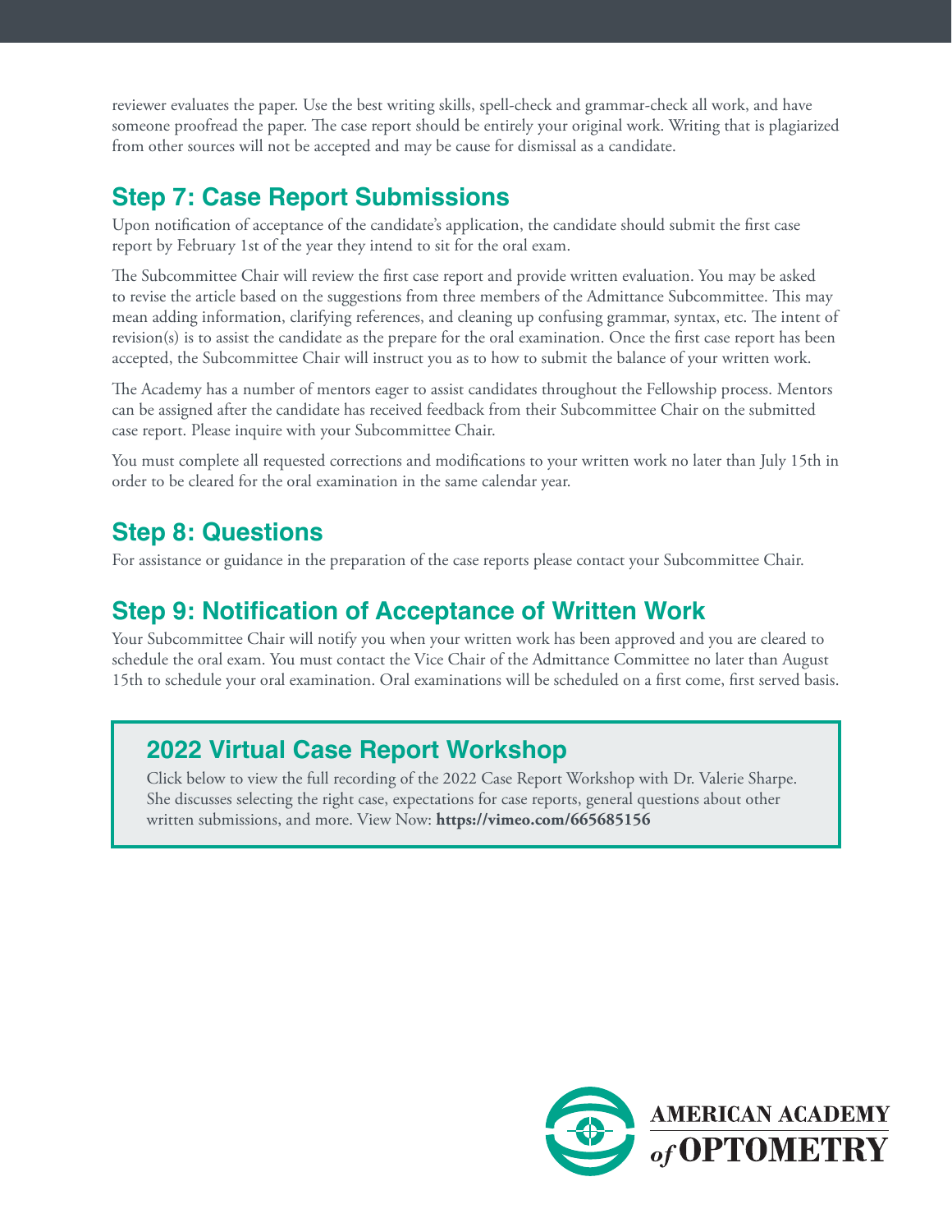reviewer evaluates the paper. Use the best writing skills, spell-check and grammar-check all work, and have someone proofread the paper. The case report should be entirely your original work. Writing that is plagiarized from other sources will not be accepted and may be cause for dismissal as a candidate.

## Step 7: Case Report Submissions

Upon notification of acceptance of the candidate's application, the candidate should submit the first case report by February 1st of the year they intend to sit for the oral exam.

The Subcommittee Chair will review the first case report and provide written evaluation. You may be asked to revise the article based on the suggestions from three members of the Admittance Subcommittee. This may mean adding information, clarifying references, and cleaning up confusing grammar, syntax, etc. The intent of revision(s) is to assist the candidate as the prepare for the oral examination. Once the first case report has been accepted, the Subcommittee Chair will instruct you as to how to submit the balance of your written work.

The Academy has a number of mentors eager to assist candidates throughout the Fellowship process. Mentors can be assigned after the candidate has received feedback from their Subcommittee Chair on the submitted case report. Please inquire with your Subcommittee Chair.

You must complete all requested corrections and modifications to your written work no later than July 15th in order to be cleared for the oral examination in the same calendar year.

## Step 8: Questions

For assistance or guidance in the preparation of the case reports please contact your Subcommittee Chair.

## Step 9: Notification of Acceptance of Written Work

Your Subcommittee Chair will notify you when your written work has been approved and you are cleared to schedule the oral exam. You must contact the Vice Chair of the Admittance Committee no later than August 15th to schedule your oral examination. Oral examinations will be scheduled on a first come, first served basis.

### 2022 Virtual Case Report Workshop

Click below to view the full recording of the 2022 Case Report Workshop with Dr. Valerie Sharpe. She discusses selecting the right case, expectations for case reports, general questions about other written submissions, and more. View Now: **https://vimeo.com/665685156**

AMERICAN ACADEMY *of* OPTOMETRY